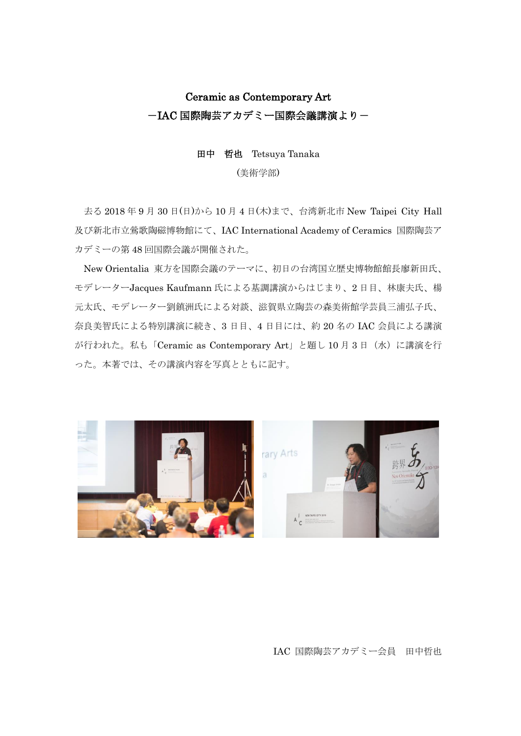# Ceramic as Contemporary Art
## －IAC 国際陶芸アカデミー国際会議講演より－

**田中　哲也**　Tetsuya Tanaka

（美術学部）

去る 2018 年 9 月 30 日(日)から 10 月 4 日(木)まで、台湾新北市 New Taipei City Hall 及び新北市立鶯歌陶磁博物館にて、IAC International Academy of Ceramics 国際陶芸アカデミーの第 48 回国際会議が開催された。

New Orientalia 東方を国際会議のテーマに、初日の台湾国立歴史博物館館長廖新田氏、モデレーターJacques Kaufmann 氏による基調講演からはじまり、2 日目、林康夫氏、楊元太氏、モデレーター劉鎮洲氏による対談、滋賀県立陶芸の森美術館学芸員三浦弘子氏、奈良美智氏による特別講演に続き、3 日目、4 日目には、約 20 名の IAC 会員による講演が行われた。私も「Ceramic as Contemporary Art」と題し 10 月 3 日（水）に講演を行った。本著では、その講演内容を写真とともに記す。

IAC 国際陶芸アカデミー会員　田中哲也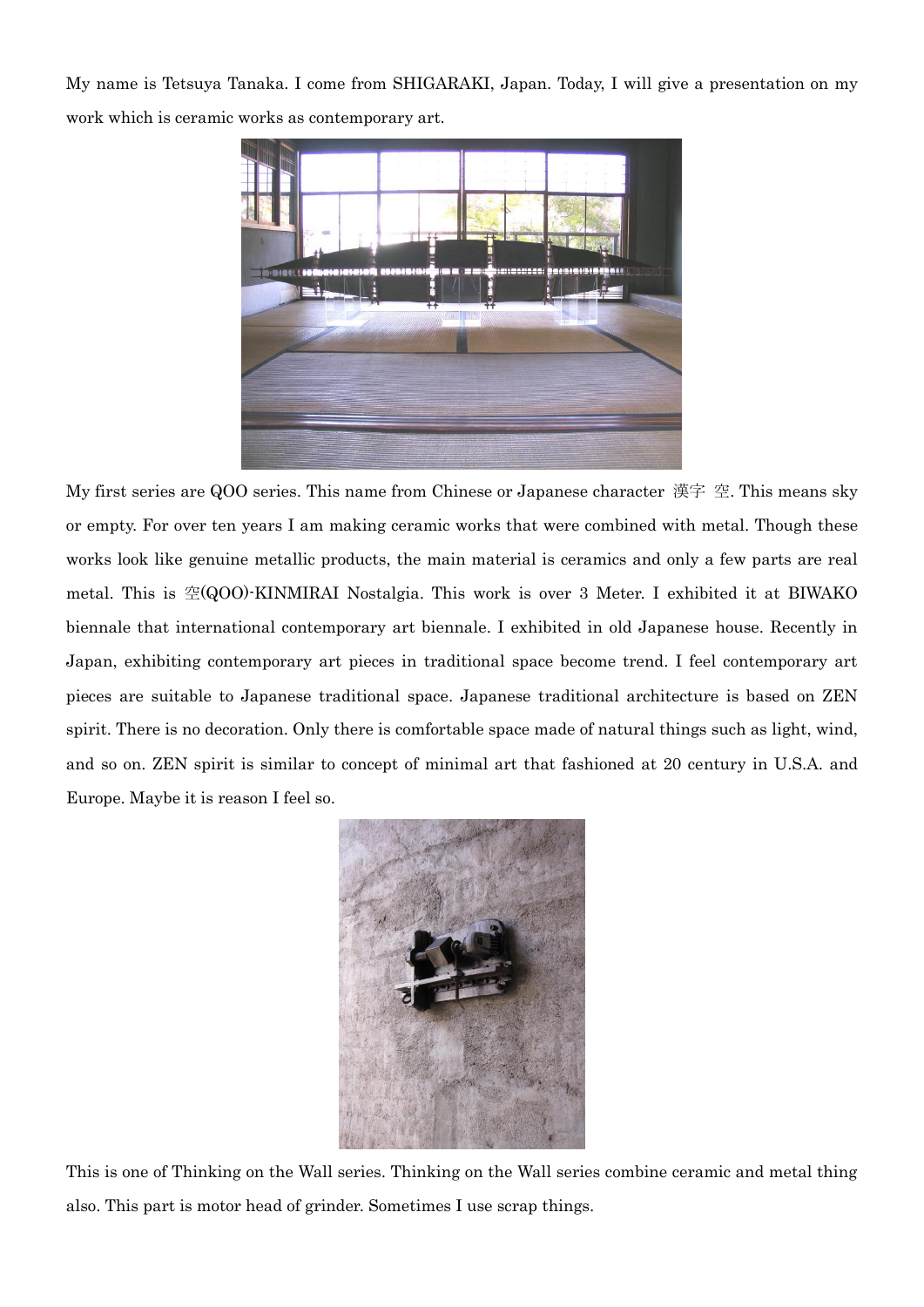My name is Tetsuya Tanaka. I come from SHIGARAKI, Japan. Today, I will give a presentation on my work which is ceramic works as contemporary art.

My first series are QOO series. This name from Chinese or Japanese character 漢字 空. This means sky or empty. For over ten years I am making ceramic works that were combined with metal. Though these works look like genuine metallic products, the main material is ceramics and only a few parts are real metal. This is 空(QOO)-KINMIRAI Nostalgia. This work is over 3 Meter. I exhibited it at BIWAKO biennale that international contemporary art biennale. I exhibited in old Japanese house. Recently in Japan, exhibiting contemporary art pieces in traditional space become trend. I feel contemporary art pieces are suitable to Japanese traditional space. Japanese traditional architecture is based on ZEN spirit. There is no decoration. Only there is comfortable space made of natural things such as light, wind, and so on. ZEN spirit is similar to concept of minimal art that fashioned at 20 century in U.S.A. and Europe. Maybe it is reason I feel so.

This is one of Thinking on the Wall series. Thinking on the Wall series combine ceramic and metal thing also. This part is motor head of grinder. Sometimes I use scrap things.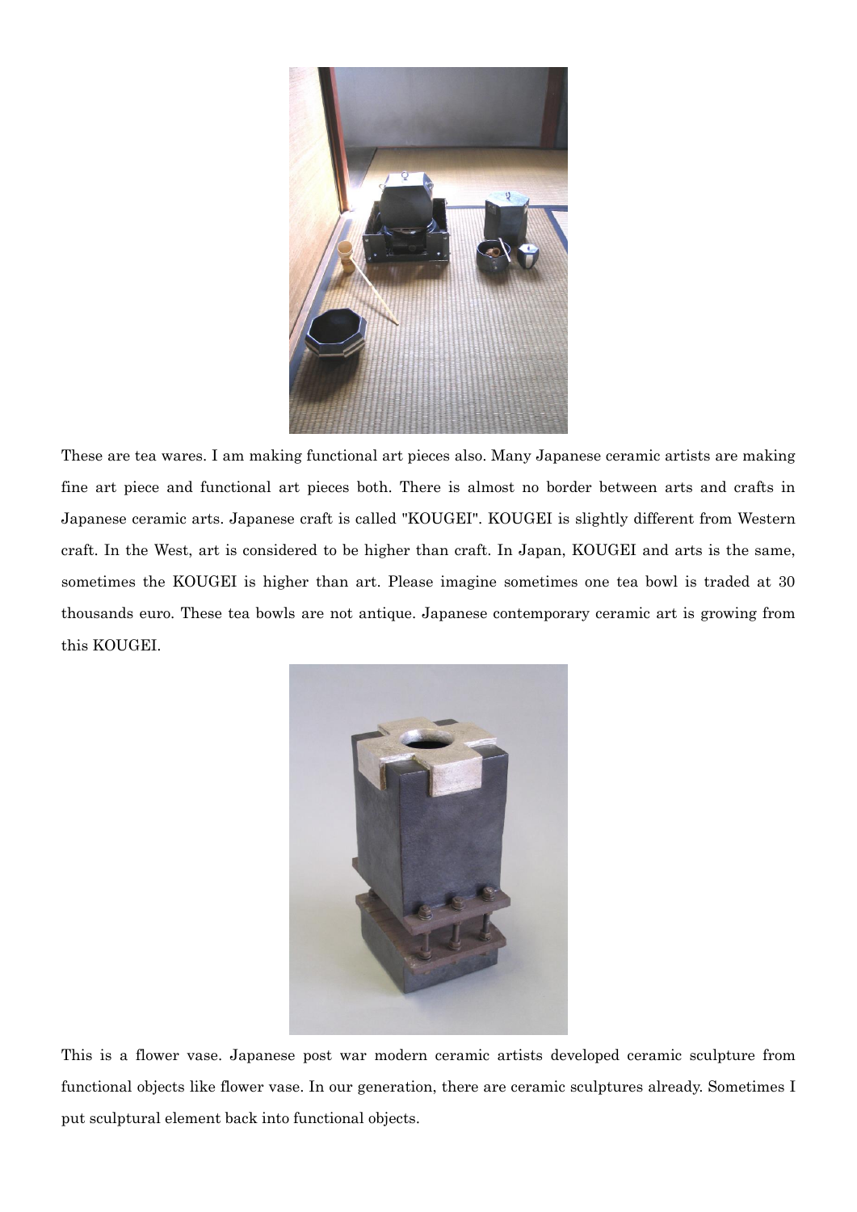These are tea wares. I am making functional art pieces also. Many Japanese ceramic artists are making fine art piece and functional art pieces both. There is almost no border between arts and crafts in Japanese ceramic arts. Japanese craft is called "KOUGEI". KOUGEI is slightly different from Western craft. In the West, art is considered to be higher than craft. In Japan, KOUGEI and arts is the same, sometimes the KOUGEI is higher than art. Please imagine sometimes one tea bowl is traded at 30 thousands euro. These tea bowls are not antique. Japanese contemporary ceramic art is growing from this KOUGEI.

This is a flower vase. Japanese post war modern ceramic artists developed ceramic sculpture from functional objects like flower vase. In our generation, there are ceramic sculptures already. Sometimes I put sculptural element back into functional objects.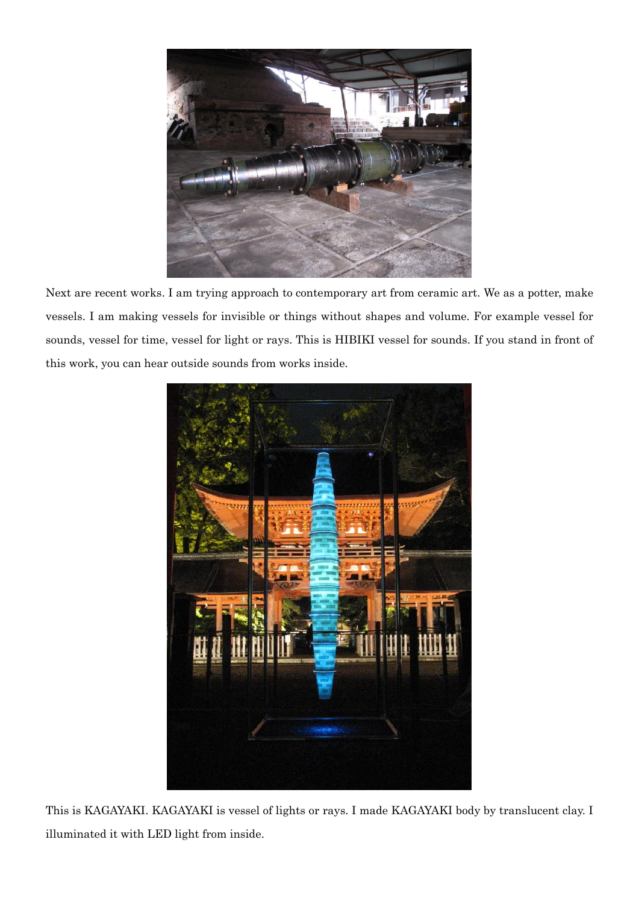Next are recent works. I am trying approach to contemporary art from ceramic art. We as a potter, make vessels. I am making vessels for invisible or things without shapes and volume. For example vessel for sounds, vessel for time, vessel for light or rays. This is HIBIKI vessel for sounds. If you stand in front of this work, you can hear outside sounds from works inside.

This is KAGAYAKI. KAGAYAKI is vessel of lights or rays. I made KAGAYAKI body by translucent clay. I illuminated it with LED light from inside.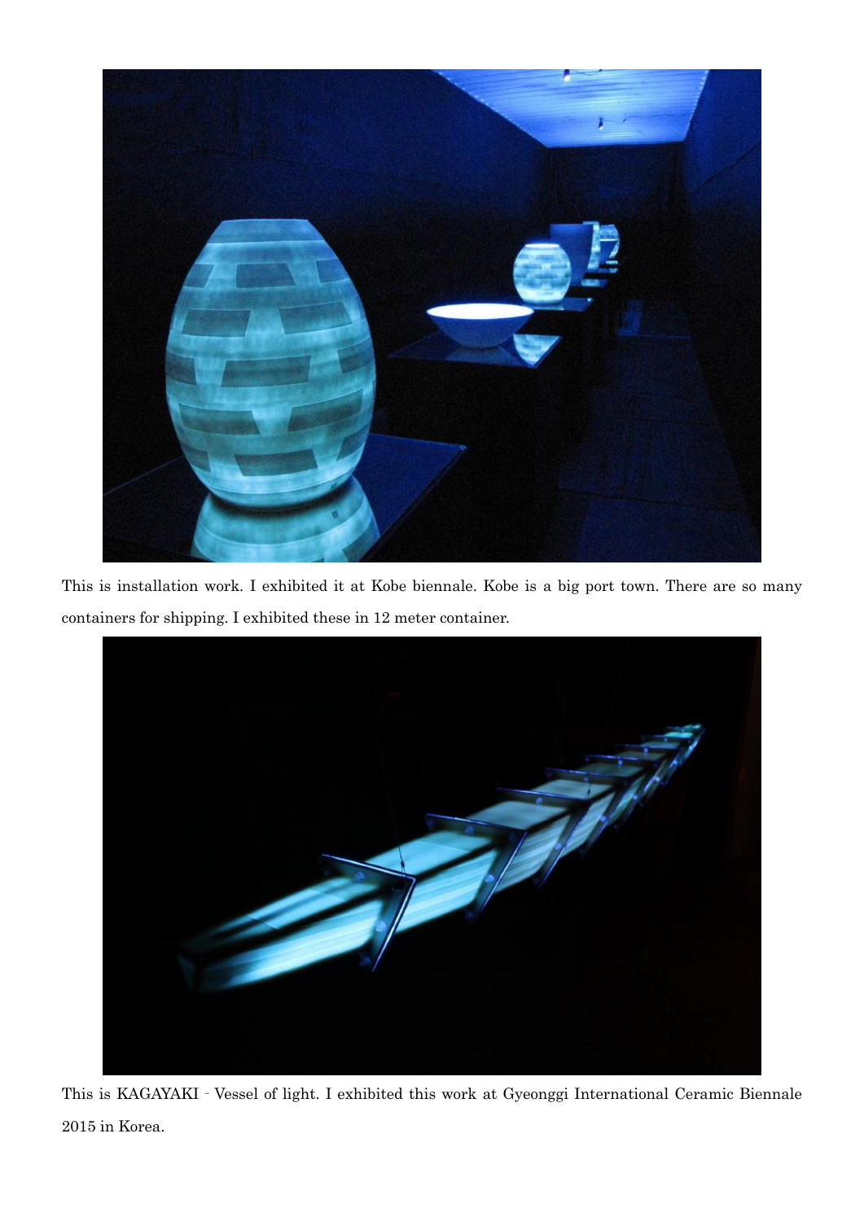This is installation work. I exhibited it at Kobe biennale. Kobe is a big port town. There are so many containers for shipping. I exhibited these in 12 meter container.

This is KAGAYAKI - Vessel of light. I exhibited this work at Gyeonggi International Ceramic Biennale 2015 in Korea.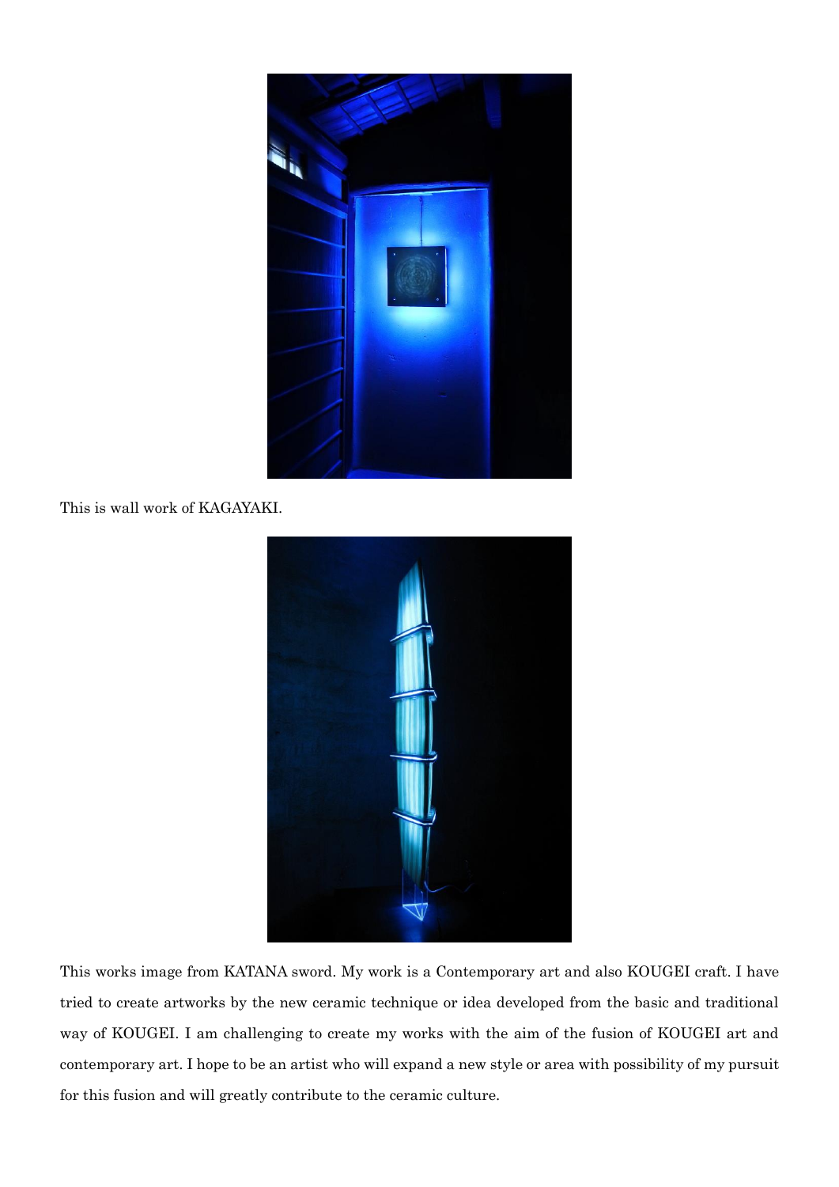This is wall work of KAGAYAKI.

This works image from KATANA sword. My work is a Contemporary art and also KOUGEI craft. I have tried to create artworks by the new ceramic technique or idea developed from the basic and traditional way of KOUGEI. I am challenging to create my works with the aim of the fusion of KOUGEI art and contemporary art. I hope to be an artist who will expand a new style or area with possibility of my pursuit for this fusion and will greatly contribute to the ceramic culture.